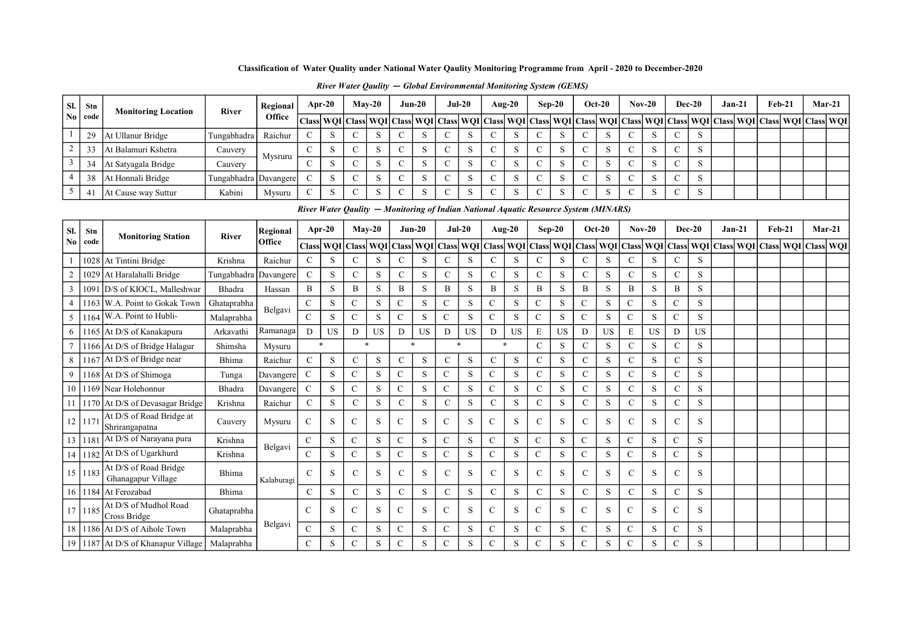**Classification of Water Quality under National Water Qaulity Monitoring Programme from April - 2020 to December-2020**

***River Water Qaulity — Global Environmental Monitoring System (GEMS)***

| Sl. No | Stn code | Monitoring Location | River | Regional Office | Apr-20 | | May-20 | | Jun-20 | | Jul-20 | | Aug-20 | | Sep-20 | | Oct-20 | | Nov-20 | | Dec-20 | | Jan-21 | | Feb-21 | | Mar-21 | |
|---|---|---|---|---|---|---|---|---|---|---|---|---|---|---|---|---|---|---|---|---|---|---|---|---|---|---|---|---|
| | | | | | Class | WQI | Class | WQI | Class | WQI | Class | WQI | Class | WQI | Class | WQI | Class | WQI | Class | WQI | Class | WQI | Class | WQI | Class | WQI | Class | WQI |
| 1 | 29 | At Ullanur Bridge | Tungabhadra | Raichur | C | S | C | S | C | S | C | S | C | S | C | S | C | S | C | S | C | S | | | | | | |
| 2 | 33 | At Balamuri Kshetra | Cauvery | Mysruru | C | S | C | S | C | S | C | S | C | S | C | S | C | S | C | S | C | S | | | | | | |
| 3 | 34 | At Satyagala Bridge | Cauvery | | C | S | C | S | C | S | C | S | C | S | C | S | C | S | C | S | C | S | | | | | | |
| 4 | 38 | At Honnali Bridge | Tungabhadra | Davangere | C | S | C | S | C | S | C | S | C | S | C | S | C | S | C | S | C | S | | | | | | |
| 5 | 41 | At Cause way Suttur | Kabini | Mysuru | C | S | C | S | C | S | C | S | C | S | C | S | C | S | C | S | C | S | | | | | | |

***River Water Qaulity — Monitoring of Indian National Aquatic Resource System (MINARS)***

| Sl. No | Stn code | Monitoring Station | River | Regional Office | Apr-20 | | May-20 | | Jun-20 | | Jul-20 | | Aug-20 | | Sep-20 | | Oct-20 | | Nov-20 | | Dec-20 | | Jan-21 | | Feb-21 | | Mar-21 | |
|---|---|---|---|---|---|---|---|---|---|---|---|---|---|---|---|---|---|---|---|---|---|---|---|---|---|---|---|---|
| | | | | | Class | WQI | Class | WQI | Class | WQI | Class | WQI | Class | WQI | Class | WQI | Class | WQI | Class | WQI | Class | WQI | Class | WQI | Class | WQI | Class | WQI |
| 1 | 1028 | At Tintini Bridge | Krishna | Raichur | C | S | C | S | C | S | C | S | C | S | C | S | C | S | C | S | C | S | | | | | | |
| 2 | 1029 | At Haralahalli Bridge | Tungabhadra | Davangere | C | S | C | S | C | S | C | S | C | S | C | S | C | S | C | S | C | S | | | | | | |
| 3 | 1091 | D/S of KIOCL, Malleshwar | Bhadra | Hassan | B | S | B | S | B | S | B | S | B | S | B | S | B | S | B | S | B | S | | | | | | |
| 4 | 1163 | W.A. Point to Gokak Town | Ghataprabha | Belgavi | C | S | C | S | C | S | C | S | C | S | C | S | C | S | C | S | C | S | | | | | | |
| 5 | 1164 | W.A. Point to Hubli- | Malaprabha | | C | S | C | S | C | S | C | S | C | S | C | S | C | S | C | S | C | S | | | | | | |
| 6 | 1165 | At D/S of Kanakapura | Arkavathi | Ramanaga | D | US | D | US | D | US | D | US | D | US | E | US | D | US | E | US | D | US | | | | | | |
| 7 | 1166 | At D/S of Bridge Halagur | Shimsha | Mysuru | * | | * | | * | | * | | * | | C | S | C | S | C | S | C | S | | | | | | |
| 8 | 1167 | At D/S of Bridge near | Bhima | Raichur | C | S | C | S | C | S | C | S | C | S | C | S | C | S | C | S | C | S | | | | | | |
| 9 | 1168 | At D/S of Shimoga | Tunga | Davangere | C | S | C | S | C | S | C | S | C | S | C | S | C | S | C | S | C | S | | | | | | |
| 10 | 1169 | Near Holehonnur | Bhadra | Davangere | C | S | C | S | C | S | C | S | C | S | C | S | C | S | C | S | C | S | | | | | | |
| 11 | 1170 | At D/S of Devasagar Bridge | Krishna | Raichur | C | S | C | S | C | S | C | S | C | S | C | S | C | S | C | S | C | S | | | | | | |
| 12 | 1171 | At D/S of Road Bridge at Shrirangapatna | Cauvery | Mysuru | C | S | C | S | C | S | C | S | C | S | C | S | C | S | C | S | C | S | | | | | | |
| 13 | 1181 | At D/S of Narayana pura | Krishna | Belgavi | C | S | C | S | C | S | C | S | C | S | C | S | C | S | C | S | C | S | | | | | | |
| 14 | 1182 | At D/S of Ugarkhurd | Krishna | | C | S | C | S | C | S | C | S | C | S | C | S | C | S | C | S | C | S | | | | | | |
| 15 | 1183 | At D/S of Road Bridge Ghanagapur Village | Bhima | Kalaburagi | C | S | C | S | C | S | C | S | C | S | C | S | C | S | C | S | C | S | | | | | | |
| 16 | 1184 | At Ferozabad | Bhima | | C | S | C | S | C | S | C | S | C | S | C | S | C | S | C | S | C | S | | | | | | |
| 17 | 1185 | At D/S of Mudhol Road Cross Bridge | Ghataprabha | Belgavi | C | S | C | S | C | S | C | S | C | S | C | S | C | S | C | S | C | S | | | | | | |
| 18 | 1186 | At D/S of Aihole Town | Malaprabha | | C | S | C | S | C | S | C | S | C | S | C | S | C | S | C | S | C | S | | | | | | |
| 19 | 1187 | At D/S of Khanapur Village | Malaprabha | | C | S | C | S | C | S | C | S | C | S | C | S | C | S | C | S | C | S | | | | | | |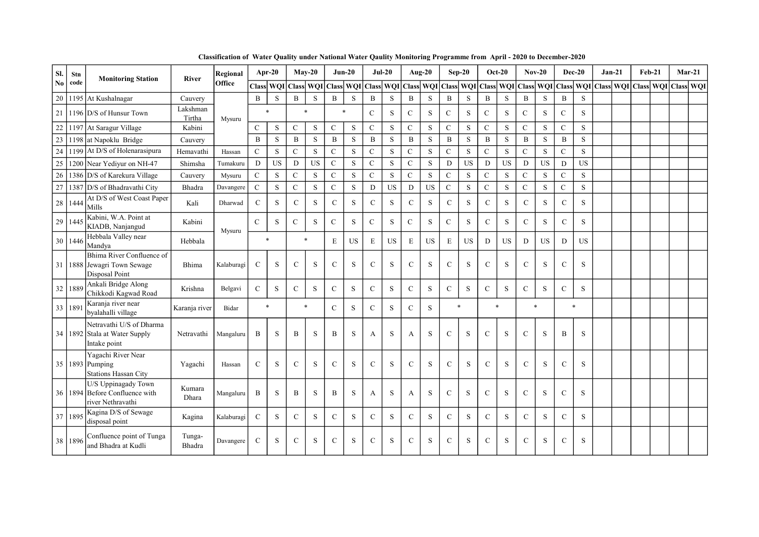**Classification of Water Quality under National Water Qaulity Monitoring Programme from April - 2020 to December-2020**

| Sl. No | Stn code | Monitoring Station | River | Regional Office | Apr-20 | | May-20 | | Jun-20 | | Jul-20 | | Aug-20 | | Sep-20 | | Oct-20 | | Nov-20 | | Dec-20 | | Jan-21 | | Feb-21 | | Mar-21 | |
|---|---|---|---|---|---|---|---|---|---|---|---|---|---|---|---|---|---|---|---|---|---|---|---|---|---|---|---|---|
| | | | | | Class | WQI | Class | WQI | Class | WQI | Class | WQI | Class | WQI | Class | WQI | Class | WQI | Class | WQI | Class | WQI | Class | WQI | Class | WQI | Class | WQI |
| 20 | 1195 | At Kushalnagar | Cauvery | Mysuru | B | S | B | S | B | S | B | S | B | S | B | S | B | S | B | S | B | S | | | | | | |
| 21 | 1196 | D/S of Hunsur Town | Lakshman Tirtha | Mysuru | * | | * | | * | | C | S | C | S | C | S | C | S | C | S | C | S | | | | | | |
| 22 | 1197 | At Saragur Village | Kabini | Mysuru | C | S | C | S | C | S | C | S | C | S | C | S | C | S | C | S | C | S | | | | | | |
| 23 | 1198 | at Napoklu Bridge | Cauvery | Mysuru | B | S | B | S | B | S | B | S | B | S | B | S | B | S | B | S | B | S | | | | | | |
| 24 | 1199 | At D/S of Holenarasipura | Hemavathi | Hassan | C | S | C | S | C | S | C | S | C | S | C | S | C | S | C | S | C | S | | | | | | |
| 25 | 1200 | Near Yediyur on NH-47 | Shimsha | Tumakuru | D | US | D | US | C | S | C | S | C | S | D | US | D | US | D | US | D | US | | | | | | |
| 26 | 1386 | D/S of Karekura Village | Cauvery | Mysuru | C | S | C | S | C | S | C | S | C | S | C | S | C | S | C | S | C | S | | | | | | |
| 27 | 1387 | D/S of Bhadravathi City | Bhadra | Davangere | C | S | C | S | C | S | D | US | D | US | C | S | C | S | C | S | C | S | | | | | | |
| 28 | 1444 | At D/S of West Coast Paper Mills | Kali | Dharwad | C | S | C | S | C | S | C | S | C | S | C | S | C | S | C | S | C | S | | | | | | |
| 29 | 1445 | Kabini, W.A. Point at KIADB, Nanjangud | Kabini | Mysuru | C | S | C | S | C | S | C | S | C | S | C | S | C | S | C | S | C | S | | | | | | |
| 30 | 1446 | Hebbala Valley near Mandya | Hebbala | Mysuru | * | | * | | E | US | E | US | E | US | E | US | D | US | D | US | D | US | | | | | | |
| 31 | 1888 | Bhima River Confluence of Jewagri Town Sewage Disposal Point | Bhima | Kalaburagi | C | S | C | S | C | S | C | S | C | S | C | S | C | S | C | S | C | S | | | | | | |
| 32 | 1889 | Ankali Bridge Along Chikkodi Kagwad Road | Krishna | Belgavi | C | S | C | S | C | S | C | S | C | S | C | S | C | S | C | S | C | S | | | | | | |
| 33 | 1891 | Karanja river near byalahalli village | Karanja river | Bidar | * | | * | | C | S | C | S | C | S | * | | * | | * | | * | | | | | | | |
| 34 | 1892 | Netravathi U/S of Dharma Stala at Water Supply Intake point | Netravathi | Mangaluru | B | S | B | S | B | S | A | S | A | S | C | S | C | S | C | S | B | S | | | | | | |
| 35 | 1893 | Yagachi River Near Pumping Stations Hassan City | Yagachi | Hassan | C | S | C | S | C | S | C | S | C | S | C | S | C | S | C | S | C | S | | | | | | |
| 36 | 1894 | U/S Uppinagady Town Before Confluence with river Nethravathi | Kumara Dhara | Mangaluru | B | S | B | S | B | S | A | S | A | S | C | S | C | S | C | S | C | S | | | | | | |
| 37 | 1895 | Kagina D/S of Sewage disposal point | Kagina | Kalaburagi | C | S | C | S | C | S | C | S | C | S | C | S | C | S | C | S | C | S | | | | | | |
| 38 | 1896 | Confluence point of Tunga and Bhadra at Kudli | Tunga-Bhadra | Davangere | C | S | C | S | C | S | C | S | C | S | C | S | C | S | C | S | C | S | | | | | | |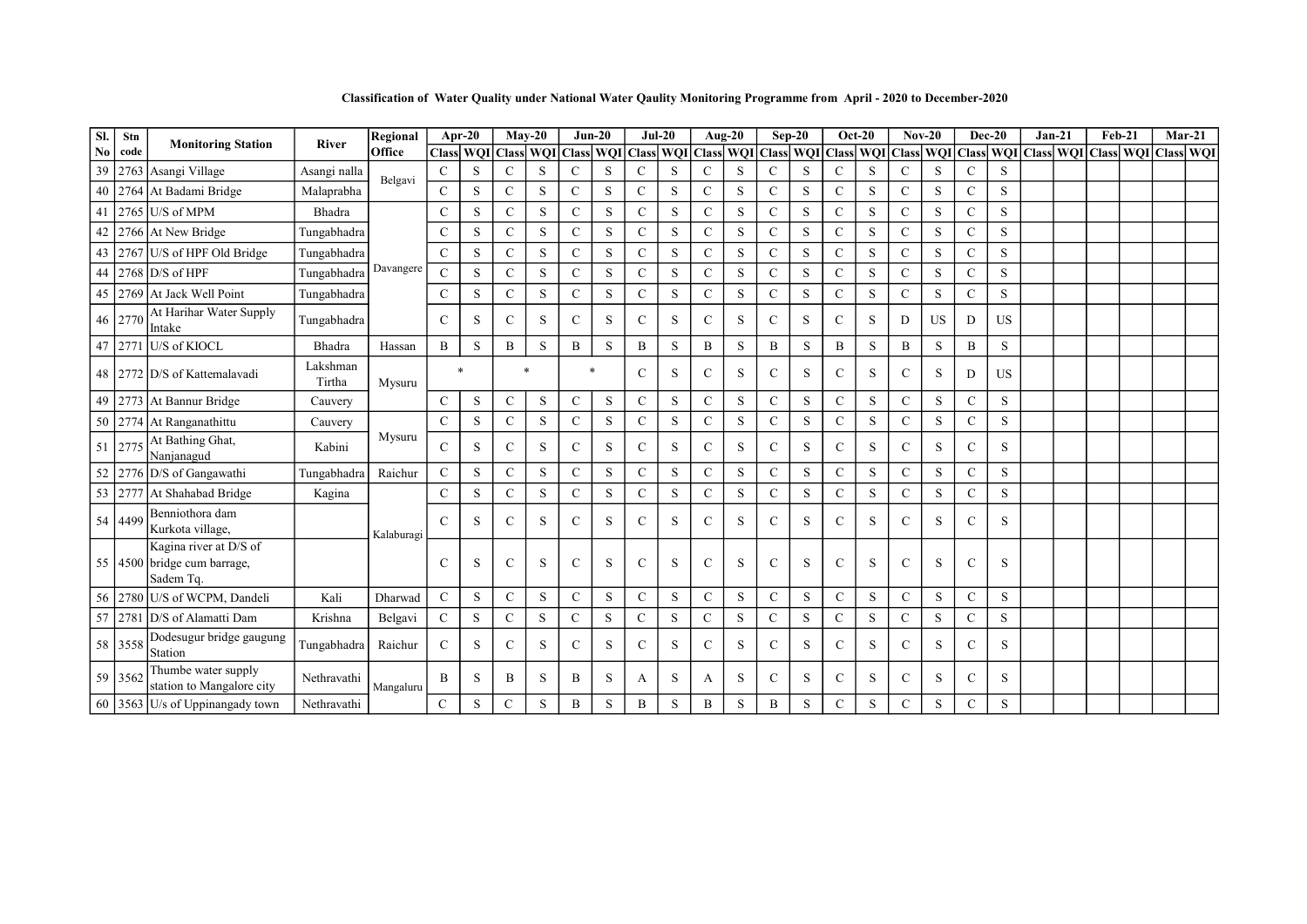**Classification of Water Quality under National Water Qaulity Monitoring Programme from April - 2020 to December-2020**

| Sl. No | Stn code | Monitoring Station | River | Regional Office | Apr-20 | | May-20 | | Jun-20 | | Jul-20 | | Aug-20 | | Sep-20 | | Oct-20 | | Nov-20 | | Dec-20 | | Jan-21 | | Feb-21 | | Mar-21 | |
|---|---|---|---|---|---|---|---|---|---|---|---|---|---|---|---|---|---|---|---|---|---|---|---|---|---|---|---|---|
| | | | | | Class | WQI | Class | WQI | Class | WQI | Class | WQI | Class | WQI | Class | WQI | Class | WQI | Class | WQI | Class | WQI | Class | WQI | Class | WQI | Class | WQI |
| 39 | 2763 | Asangi Village | Asangi nalla | Belgavi | C | S | C | S | C | S | C | S | C | S | C | S | C | S | C | S | C | S | | | | | | |
| 40 | 2764 | At Badami Bridge | Malaprabha | | C | S | C | S | C | S | C | S | C | S | C | S | C | S | C | S | C | S | | | | | | |
| 41 | 2765 | U/S of MPM | Bhadra | Davangere | C | S | C | S | C | S | C | S | C | S | C | S | C | S | C | S | C | S | | | | | | |
| 42 | 2766 | At New Bridge | Tungabhadra | | C | S | C | S | C | S | C | S | C | S | C | S | C | S | C | S | C | S | | | | | | |
| 43 | 2767 | U/S of HPF Old Bridge | Tungabhadra | | C | S | C | S | C | S | C | S | C | S | C | S | C | S | C | S | C | S | | | | | | |
| 44 | 2768 | D/S of HPF | Tungabhadra | | C | S | C | S | C | S | C | S | C | S | C | S | C | S | C | S | C | S | | | | | | |
| 45 | 2769 | At Jack Well Point | Tungabhadra | | C | S | C | S | C | S | C | S | C | S | C | S | C | S | C | S | C | S | | | | | | |
| 46 | 2770 | At Harihar Water Supply Intake | Tungabhadra | | C | S | C | S | C | S | C | S | C | S | C | S | C | S | D | US | D | US | | | | | | |
| 47 | 2771 | U/S of KIOCL | Bhadra | Hassan | B | S | B | S | B | S | B | S | B | S | B | S | B | S | B | S | B | S | | | | | | |
| 48 | 2772 | D/S of Kattemalavadi | Lakshman Tirtha | Mysuru | * | | * | | * | | C | S | C | S | C | S | C | S | C | S | D | US | | | | | | |
| 49 | 2773 | At Bannur Bridge | Cauvery | | C | S | C | S | C | S | C | S | C | S | C | S | C | S | C | S | C | S | | | | | | |
| 50 | 2774 | At Ranganathittu | Cauvery | Mysuru | C | S | C | S | C | S | C | S | C | S | C | S | C | S | C | S | C | S | | | | | | |
| 51 | 2775 | At Bathing Ghat, Nanjanagud | Kabini | | C | S | C | S | C | S | C | S | C | S | C | S | C | S | C | S | C | S | | | | | | |
| 52 | 2776 | D/S of Gangawathi | Tungabhadra | Raichur | C | S | C | S | C | S | C | S | C | S | C | S | C | S | C | S | C | S | | | | | | |
| 53 | 2777 | At Shahabad Bridge | Kagina | Kalaburagi | C | S | C | S | C | S | C | S | C | S | C | S | C | S | C | S | C | S | | | | | | |
| 54 | 4499 | Benniothora dam Kurkota village, | | | C | S | C | S | C | S | C | S | C | S | C | S | C | S | C | S | C | S | | | | | | |
| 55 | 4500 | Kagina river at D/S of bridge cum barrage, Sadem Tq. | | | C | S | C | S | C | S | C | S | C | S | C | S | C | S | C | S | C | S | | | | | | |
| 56 | 2780 | U/S of WCPM, Dandeli | Kali | Dharwad | C | S | C | S | C | S | C | S | C | S | C | S | C | S | C | S | C | S | | | | | | |
| 57 | 2781 | D/S of Alamatti Dam | Krishna | Belgavi | C | S | C | S | C | S | C | S | C | S | C | S | C | S | C | S | C | S | | | | | | |
| 58 | 3558 | Dodesugur bridge gaugung Station | Tungabhadra | Raichur | C | S | C | S | C | S | C | S | C | S | C | S | C | S | C | S | C | S | | | | | | |
| 59 | 3562 | Thumbe water supply station to Mangalore city | Nethravathi | Mangaluru | B | S | B | S | B | S | A | S | A | S | C | S | C | S | C | S | C | S | | | | | | |
| 60 | 3563 | U/s of Uppinangady town | Nethravathi | | C | S | C | S | B | S | B | S | B | S | B | S | C | S | C | S | C | S | | | | | | |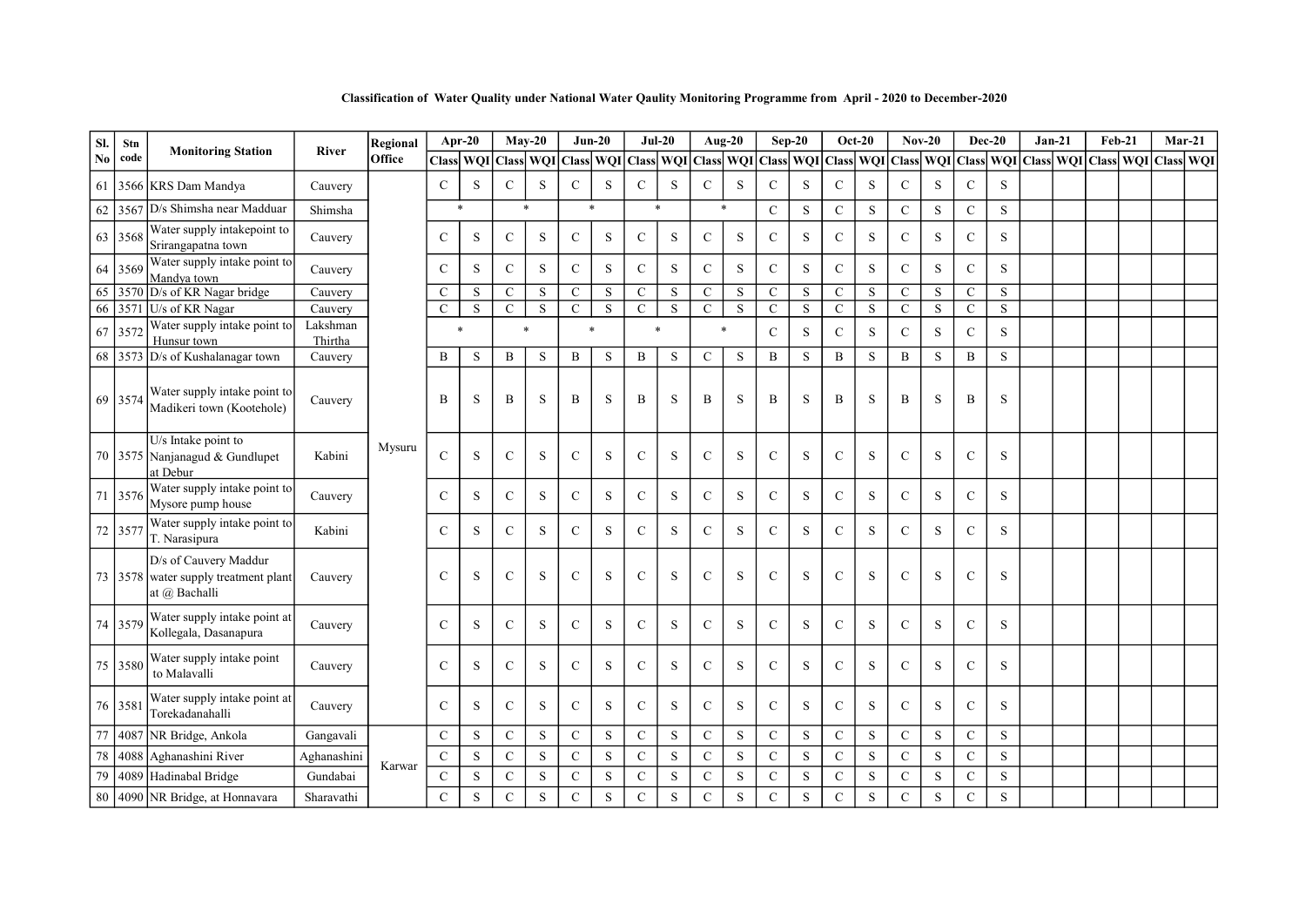**Classification of Water Quality under National Water Qaulity Monitoring Programme from April - 2020 to December-2020**

| Sl. No | Stn code | Monitoring Station | River | Regional Office | Apr-20 | | May-20 | | Jun-20 | | Jul-20 | | Aug-20 | | Sep-20 | | Oct-20 | | Nov-20 | | Dec-20 | | Jan-21 | | Feb-21 | | Mar-21 | |
|---|---|---|---|---|---|---|---|---|---|---|---|---|---|---|---|---|---|---|---|---|---|---|---|---|---|---|---|---|
| | | | | | Class | WQI | Class | WQI | Class | WQI | Class | WQI | Class | WQI | Class | WQI | Class | WQI | Class | WQI | Class | WQI | Class | WQI | Class | WQI | Class | WQI |
| 61 | 3566 | KRS Dam Mandya | Cauvery | Mysuru | C | S | C | S | C | S | C | S | C | S | C | S | C | S | C | S | C | S | | | | | | |
| 62 | 3567 | D/s Shimsha near Madduar | Shimsha | Mysuru | * | | * | | * | | * | | * | | C | S | C | S | C | S | C | S | | | | | | |
| 63 | 3568 | Water supply intakepoint to Srirangapatna town | Cauvery | Mysuru | C | S | C | S | C | S | C | S | C | S | C | S | C | S | C | S | C | S | | | | | | |
| 64 | 3569 | Water supply intake point to Mandya town | Cauvery | Mysuru | C | S | C | S | C | S | C | S | C | S | C | S | C | S | C | S | C | S | | | | | | |
| 65 | 3570 | D/s of KR Nagar bridge | Cauvery | Mysuru | C | S | C | S | C | S | C | S | C | S | C | S | C | S | C | S | C | S | | | | | | |
| 66 | 3571 | U/s of KR Nagar | Cauvery | Mysuru | C | S | C | S | C | S | C | S | C | S | C | S | C | S | C | S | C | S | | | | | | |
| 67 | 3572 | Water supply intake point to Hunsur town | Lakshman Thirtha | Mysuru | * | | * | | * | | * | | * | | C | S | C | S | C | S | C | S | | | | | | |
| 68 | 3573 | D/s of Kushalanagar town | Cauvery | Mysuru | B | S | B | S | B | S | B | S | C | S | B | S | B | S | B | S | B | S | | | | | | |
| 69 | 3574 | Water supply intake point to Madikeri town (Kootehole) | Cauvery | Mysuru | B | S | B | S | B | S | B | S | B | S | B | S | B | S | B | S | B | S | | | | | | |
| 70 | 3575 | U/s Intake point to Nanjanagud & Gundlupet at Debur | Kabini | Mysuru | C | S | C | S | C | S | C | S | C | S | C | S | C | S | C | S | C | S | | | | | | |
| 71 | 3576 | Water supply intake point to Mysore pump house | Cauvery | Mysuru | C | S | C | S | C | S | C | S | C | S | C | S | C | S | C | S | C | S | | | | | | |
| 72 | 3577 | Water supply intake point to T. Narasipura | Kabini | Mysuru | C | S | C | S | C | S | C | S | C | S | C | S | C | S | C | S | C | S | | | | | | |
| 73 | 3578 | D/s of Cauvery Maddur water supply treatment plant at @ Bachalli | Cauvery | Mysuru | C | S | C | S | C | S | C | S | C | S | C | S | C | S | C | S | C | S | | | | | | |
| 74 | 3579 | Water supply intake point at Kollegala, Dasanapura | Cauvery | Mysuru | C | S | C | S | C | S | C | S | C | S | C | S | C | S | C | S | C | S | | | | | | |
| 75 | 3580 | Water supply intake point to Malavalli | Cauvery | Mysuru | C | S | C | S | C | S | C | S | C | S | C | S | C | S | C | S | C | S | | | | | | |
| 76 | 3581 | Water supply intake point at Torekadanahalli | Cauvery | Mysuru | C | S | C | S | C | S | C | S | C | S | C | S | C | S | C | S | C | S | | | | | | |
| 77 | 4087 | NR Bridge, Ankola | Gangavali | Karwar | C | S | C | S | C | S | C | S | C | S | C | S | C | S | C | S | C | S | | | | | | |
| 78 | 4088 | Aghanashini River | Aghanashini | Karwar | C | S | C | S | C | S | C | S | C | S | C | S | C | S | C | S | C | S | | | | | | |
| 79 | 4089 | Hadinabal Bridge | Gundabai | Karwar | C | S | C | S | C | S | C | S | C | S | C | S | C | S | C | S | C | S | | | | | | |
| 80 | 4090 | NR Bridge, at Honnavara | Sharavathi | Karwar | C | S | C | S | C | S | C | S | C | S | C | S | C | S | C | S | C | S | | | | | | |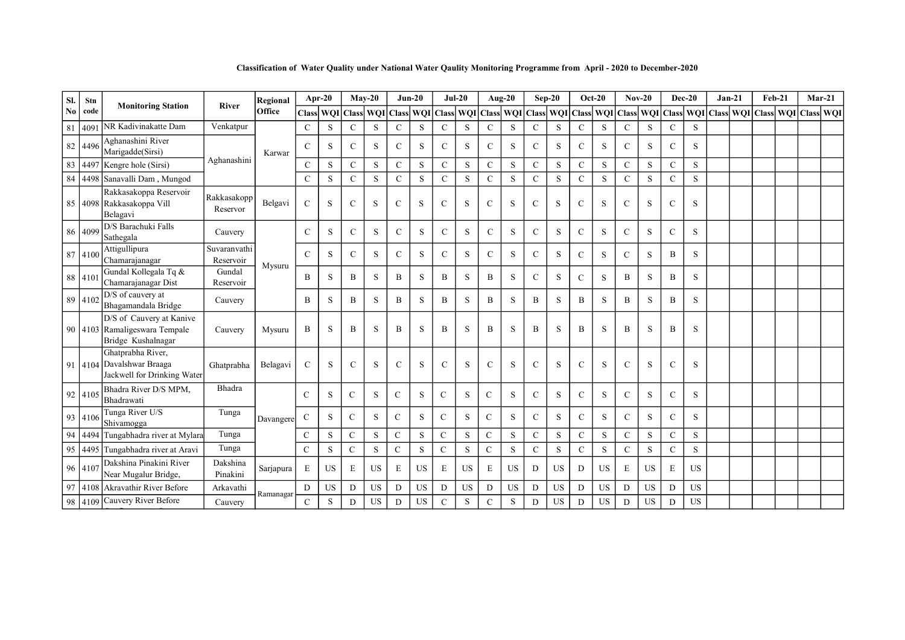**Classification of Water Quality under National Water Qaulity Monitoring Programme from April - 2020 to December-2020**

| Sl. No | Stn code | Monitoring Station | River | Regional Office | Apr-20 | | May-20 | | Jun-20 | | Jul-20 | | Aug-20 | | Sep-20 | | Oct-20 | | Nov-20 | | Dec-20 | | Jan-21 | | Feb-21 | | Mar-21 | |
|---|---|---|---|---|---|---|---|---|---|---|---|---|---|---|---|---|---|---|---|---|---|---|---|---|---|---|---|---|
| | | | | | Class | WQI | Class | WQI | Class | WQI | Class | WQI | Class | WQI | Class | WQI | Class | WQI | Class | WQI | Class | WQI | Class | WQI | Class | WQI | Class | WQI |
| 81 | 4091 | NR Kadivinakatte Dam | Venkatpur | Karwar | C | S | C | S | C | S | C | S | C | S | C | S | C | S | C | S | C | S | | | | | | |
| 82 | 4496 | Aghanashini River Marigadde(Sirsi) | Aghanashini | | C | S | C | S | C | S | C | S | C | S | C | S | C | S | C | S | C | S | | | | | | |
| 83 | 4497 | Kengre hole (Sirsi) | | | C | S | C | S | C | S | C | S | C | S | C | S | C | S | C | S | C | S | | | | | | |
| 84 | 4498 | Sanavalli Dam , Mungod | | | C | S | C | S | C | S | C | S | C | S | C | S | C | S | C | S | C | S | | | | | | |
| 85 | 4098 | Rakkasakoppa Reservoir Rakkasakoppa Vill Belagavi | Rakkasakopp Reservor | Belgavi | C | S | C | S | C | S | C | S | C | S | C | S | C | S | C | S | C | S | | | | | | |
| 86 | 4099 | D/S Barachuki Falls Sathegala | Cauvery | Mysuru | C | S | C | S | C | S | C | S | C | S | C | S | C | S | C | S | C | S | | | | | | |
| 87 | 4100 | Attigullipura Chamarajanagar | Suvaranvathi Reservoir | | C | S | C | S | C | S | C | S | C | S | C | S | C | S | C | S | B | S | | | | | | |
| 88 | 4101 | Gundal Kollegala Tq & Chamarajanagar Dist | Gundal Reservoir | | B | S | B | S | B | S | B | S | B | S | C | S | C | S | B | S | B | S | | | | | | |
| 89 | 4102 | D/S of cauvery at Bhagamandala Bridge | Cauvery | | B | S | B | S | B | S | B | S | B | S | B | S | B | S | B | S | B | S | | | | | | |
| 90 | 4103 | D/S of Cauvery at Kanive Ramaligeswara Tempale Bridge Kushalnagar | Cauvery | Mysuru | B | S | B | S | B | S | B | S | B | S | B | S | B | S | B | S | B | S | | | | | | |
| 91 | 4104 | Ghatprabha River, Davalshwar Braaga Jackwell for Drinking Water | Ghatprabha | Belagavi | C | S | C | S | C | S | C | S | C | S | C | S | C | S | C | S | C | S | | | | | | |
| 92 | 4105 | Bhadra River D/S MPM, Bhadrawati | Bhadra | Davangere | C | S | C | S | C | S | C | S | C | S | C | S | C | S | C | S | C | S | | | | | | |
| 93 | 4106 | Tunga River U/S Shivamogga | Tunga | | C | S | C | S | C | S | C | S | C | S | C | S | C | S | C | S | C | S | | | | | | |
| 94 | 4494 | Tungabhadra river at Mylara | Tunga | | C | S | C | S | C | S | C | S | C | S | C | S | C | S | C | S | C | S | | | | | | |
| 95 | 4495 | Tungabhadra river at Aravi | Tunga | | C | S | C | S | C | S | C | S | C | S | C | S | C | S | C | S | C | S | | | | | | |
| 96 | 4107 | Dakshina Pinakini River Near Mugalur Bridge, | Dakshina Pinakini | Sarjapura | E | US | E | US | E | US | E | US | E | US | D | US | D | US | E | US | E | US | | | | | | |
| 97 | 4108 | Akravathir River Before | Arkavathi | Ramanagar | D | US | D | US | D | US | D | US | D | US | D | US | D | US | D | US | D | US | | | | | | |
| 98 | 4109 | Cauvery River Before | Cauvery | | C | S | D | US | D | US | C | S | C | S | D | US | D | US | D | US | D | US | | | | | | |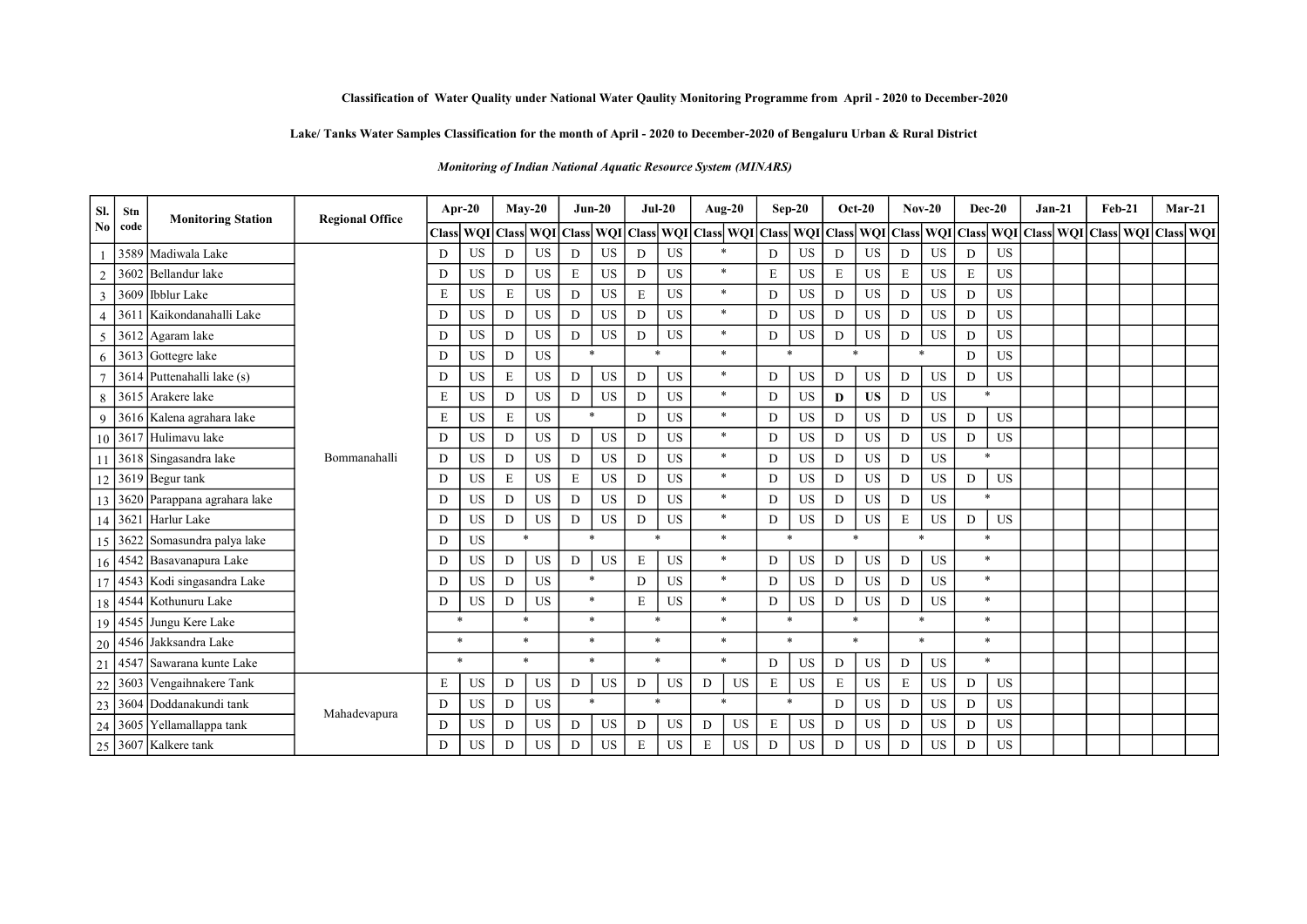**Classification of Water Quality under National Water Qaulity Monitoring Programme from April - 2020 to December-2020**

**Lake/ Tanks Water Samples Classification for the month of April - 2020 to December-2020 of Bengaluru Urban & Rural District**

***Monitoring of Indian National Aquatic Resource System (MINARS)***

| Sl. No | Stn code | Monitoring Station | Regional Office | Apr-20 | | May-20 | | Jun-20 | | Jul-20 | | Aug-20 | | Sep-20 | | Oct-20 | | Nov-20 | | Dec-20 | | Jan-21 | | Feb-21 | | Mar-21 | |
|---|---|---|---|---|---|---|---|---|---|---|---|---|---|---|---|---|---|---|---|---|---|---|---|---|---|---|---|
| | | | | Class | WQI | Class | WQI | Class | WQI | Class | WQI | Class | WQI | Class | WQI | Class | WQI | Class | WQI | Class | WQI | Class | WQI | Class | WQI | Class | WQI |
| 1 | 3589 | Madiwala Lake | Bommanahalli | D | US | D | US | D | US | D | US | * | | D | US | D | US | D | US | D | US | | | | | | |
| 2 | 3602 | Bellandur lake | | D | US | D | US | E | US | D | US | * | | E | US | E | US | E | US | E | US | | | | | | |
| 3 | 3609 | Ibblur Lake | | E | US | E | US | D | US | E | US | * | | D | US | D | US | D | US | D | US | | | | | | |
| 4 | 3611 | Kaikondanahalli Lake | | D | US | D | US | D | US | D | US | * | | D | US | D | US | D | US | D | US | | | | | | |
| 5 | 3612 | Agaram lake | | D | US | D | US | D | US | D | US | * | | D | US | D | US | D | US | D | US | | | | | | |
| 6 | 3613 | Gottegre lake | | D | US | D | US | * | | * | | * | | * | | * | | * | | D | US | | | | | | |
| 7 | 3614 | Puttenahalli lake (s) | | D | US | E | US | D | US | D | US | * | | D | US | D | US | D | US | D | US | | | | | | |
| 8 | 3615 | Arakere lake | | E | US | D | US | D | US | D | US | * | | D | US | **D** | **US** | D | US | * | | | | | | | |
| 9 | 3616 | Kalena agrahara lake | | E | US | E | US | * | | D | US | * | | D | US | D | US | D | US | D | US | | | | | | |
| 10 | 3617 | Hulimavu lake | | D | US | D | US | D | US | D | US | * | | D | US | D | US | D | US | D | US | | | | | | |
| 11 | 3618 | Singasandra lake | | D | US | D | US | D | US | D | US | * | | D | US | D | US | D | US | * | | | | | | | |
| 12 | 3619 | Begur tank | | D | US | E | US | E | US | D | US | * | | D | US | D | US | D | US | D | US | | | | | | |
| 13 | 3620 | Parappana agrahara lake | | D | US | D | US | D | US | D | US | * | | D | US | D | US | D | US | * | | | | | | | |
| 14 | 3621 | Harlur Lake | | D | US | D | US | D | US | D | US | * | | D | US | D | US | E | US | D | US | | | | | | |
| 15 | 3622 | Somasundra palya lake | | D | US | * | | * | | * | | * | | * | | * | | * | | * | | | | | | | |
| 16 | 4542 | Basavanapura Lake | | D | US | D | US | D | US | E | US | * | | D | US | D | US | D | US | * | | | | | | | |
| 17 | 4543 | Kodi singasandra Lake | | D | US | D | US | * | | D | US | * | | D | US | D | US | D | US | * | | | | | | | |
| 18 | 4544 | Kothunuru Lake | | D | US | D | US | * | | E | US | * | | D | US | D | US | D | US | * | | | | | | | |
| 19 | 4545 | Jungu Kere Lake | | * | | * | | * | | * | | * | | * | | * | | * | | * | | | | | | | |
| 20 | 4546 | Jakksandra Lake | | * | | * | | * | | * | | * | | * | | * | | * | | * | | | | | | | |
| 21 | 4547 | Sawarana kunte Lake | | * | | * | | * | | * | | * | | D | US | D | US | D | US | * | | | | | | | |
| 22 | 3603 | Vengaihnakere Tank | Mahadevapura | E | US | D | US | D | US | D | US | D | US | E | US | E | US | E | US | D | US | | | | | | |
| 23 | 3604 | Doddanakundi tank | | D | US | D | US | * | | * | | * | | * | | D | US | D | US | D | US | | | | | | |
| 24 | 3605 | Yellamallappa tank | | D | US | D | US | D | US | D | US | D | US | E | US | D | US | D | US | D | US | | | | | | |
| 25 | 3607 | Kalkere tank | | D | US | D | US | D | US | E | US | E | US | D | US | D | US | D | US | D | US | | | | | | |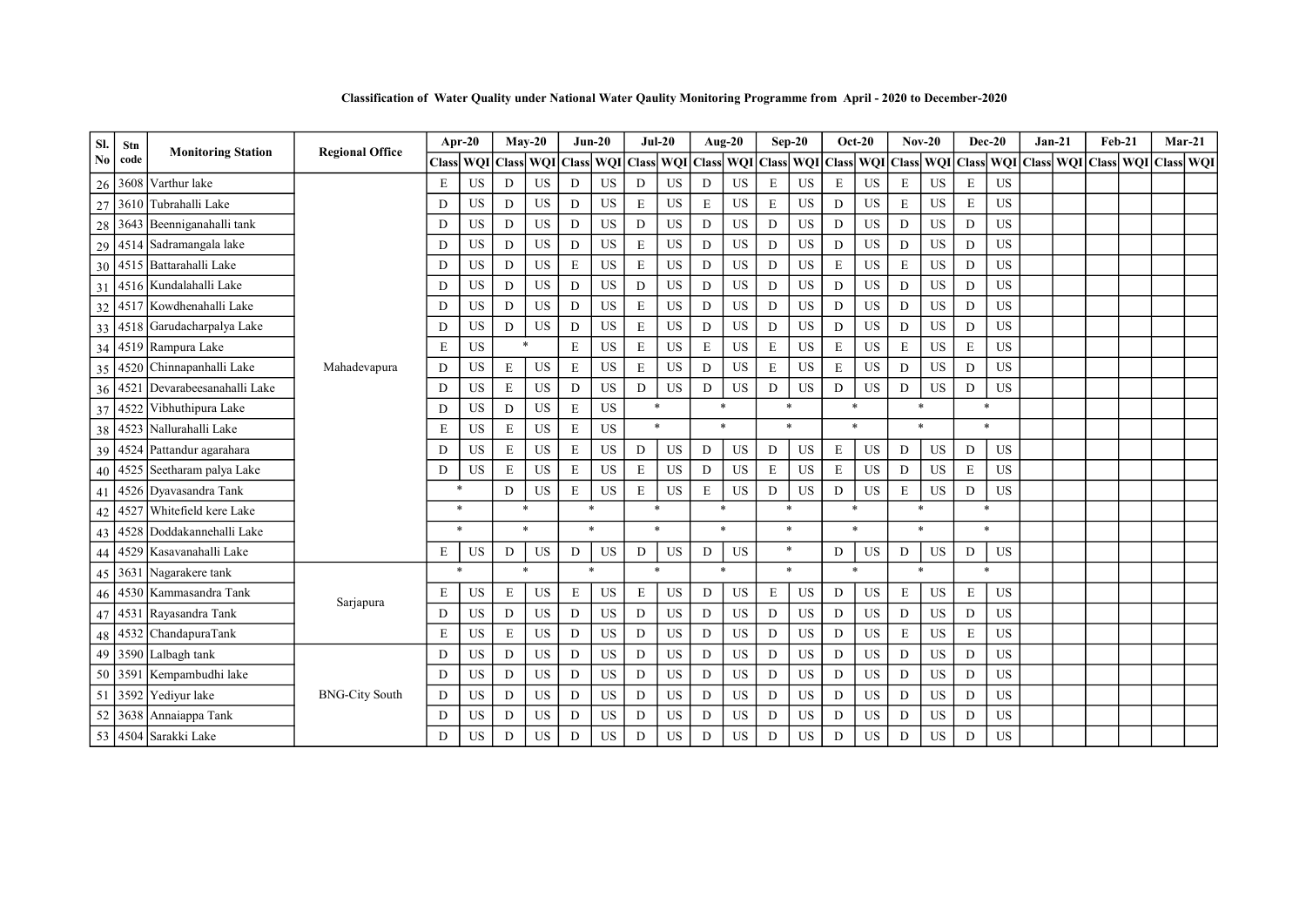**Classification of Water Quality under National Water Qaulity Monitoring Programme from April - 2020 to December-2020**

| Sl. No | Stn code | Monitoring Station | Regional Office | Apr-20 | | May-20 | | Jun-20 | | Jul-20 | | Aug-20 | | Sep-20 | | Oct-20 | | Nov-20 | | Dec-20 | | Jan-21 | | Feb-21 | | Mar-21 | |
|---|---|---|---|---|---|---|---|---|---|---|---|---|---|---|---|---|---|---|---|---|---|---|---|---|---|---|---|
| | | | | Class | WQI | Class | WQI | Class | WQI | Class | WQI | Class | WQI | Class | WQI | Class | WQI | Class | WQI | Class | WQI | Class | WQI | Class | WQI | Class | WQI |
| 26 | 3608 | Varthur lake | Mahadevapura | E | US | D | US | D | US | D | US | D | US | E | US | E | US | E | US | E | US | | | | | | |
| 27 | 3610 | Tubrahalli Lake | | D | US | D | US | D | US | E | US | E | US | E | US | D | US | E | US | E | US | | | | | | |
| 28 | 3643 | Beenniganahalli tank | | D | US | D | US | D | US | D | US | D | US | D | US | D | US | D | US | D | US | | | | | | |
| 29 | 4514 | Sadramangala lake | | D | US | D | US | D | US | E | US | D | US | D | US | D | US | D | US | D | US | | | | | | |
| 30 | 4515 | Battarahalli Lake | | D | US | D | US | E | US | E | US | D | US | D | US | E | US | E | US | D | US | | | | | | |
| 31 | 4516 | Kundalahalli Lake | | D | US | D | US | D | US | D | US | D | US | D | US | D | US | D | US | D | US | | | | | | |
| 32 | 4517 | Kowdhenahalli Lake | | D | US | D | US | D | US | E | US | D | US | D | US | D | US | D | US | D | US | | | | | | |
| 33 | 4518 | Garudacharpalya Lake | | D | US | D | US | D | US | E | US | D | US | D | US | D | US | D | US | D | US | | | | | | |
| 34 | 4519 | Rampura Lake | | E | US | * | | E | US | E | US | E | US | E | US | E | US | E | US | E | US | | | | | | |
| 35 | 4520 | Chinnapanhalli Lake | | D | US | E | US | E | US | E | US | D | US | E | US | E | US | D | US | D | US | | | | | | |
| 36 | 4521 | Devarabeesanahalli Lake | | D | US | E | US | D | US | D | US | D | US | D | US | D | US | D | US | D | US | | | | | | |
| 37 | 4522 | Vibhuthipura Lake | | D | US | D | US | E | US | * | | * | | * | | * | | * | | * | | | | | | | |
| 38 | 4523 | Nallurahalli Lake | | E | US | E | US | E | US | * | | * | | * | | * | | * | | * | | | | | | | |
| 39 | 4524 | Pattandur agarahara | | D | US | E | US | E | US | D | US | D | US | D | US | E | US | D | US | D | US | | | | | | |
| 40 | 4525 | Seetharam palya Lake | | D | US | E | US | E | US | E | US | D | US | E | US | E | US | D | US | E | US | | | | | | |
| 41 | 4526 | Dyavasandra Tank | | * | | D | US | E | US | E | US | E | US | D | US | D | US | E | US | D | US | | | | | | |
| 42 | 4527 | Whitefield kere Lake | | * | | * | | * | | * | | * | | * | | * | | * | | * | | | | | | | |
| 43 | 4528 | Doddakannehalli Lake | | * | | * | | * | | * | | * | | * | | * | | * | | * | | | | | | | |
| 44 | 4529 | Kasavanahalli Lake | | E | US | D | US | D | US | D | US | D | US | * | | D | US | D | US | D | US | | | | | | |
| 45 | 3631 | Nagarakere tank | Sarjapura | * | | * | | * | | * | | * | | * | | * | | * | | * | | | | | | | |
| 46 | 4530 | Kammasandra Tank | | E | US | E | US | E | US | E | US | D | US | E | US | D | US | E | US | E | US | | | | | | |
| 47 | 4531 | Rayasandra Tank | | D | US | D | US | D | US | D | US | D | US | D | US | D | US | D | US | D | US | | | | | | |
| 48 | 4532 | ChandapuraTank | | E | US | E | US | D | US | D | US | D | US | D | US | D | US | E | US | E | US | | | | | | |
| 49 | 3590 | Lalbagh tank | BNG-City South | D | US | D | US | D | US | D | US | D | US | D | US | D | US | D | US | D | US | | | | | | |
| 50 | 3591 | Kempambudhi lake | | D | US | D | US | D | US | D | US | D | US | D | US | D | US | D | US | D | US | | | | | | |
| 51 | 3592 | Yediyur lake | | D | US | D | US | D | US | D | US | D | US | D | US | D | US | D | US | D | US | | | | | | |
| 52 | 3638 | Annaiappa Tank | | D | US | D | US | D | US | D | US | D | US | D | US | D | US | D | US | D | US | | | | | | |
| 53 | 4504 | Sarakki Lake | | D | US | D | US | D | US | D | US | D | US | D | US | D | US | D | US | D | US | | | | | | |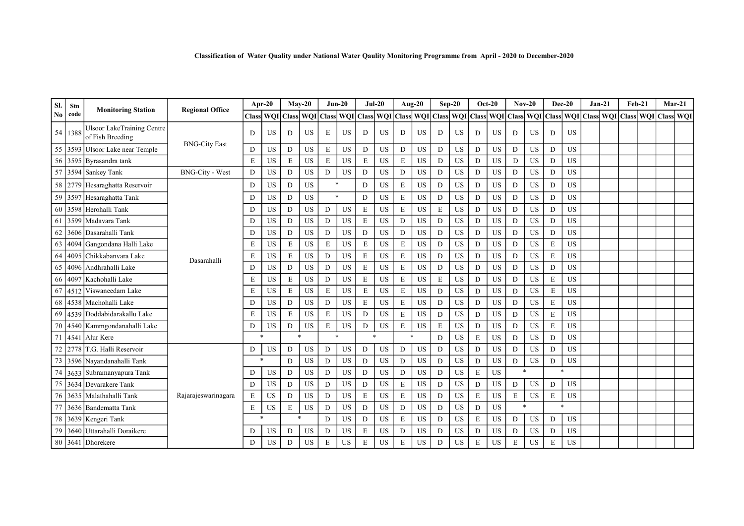**Classification of Water Quality under National Water Qaulity Monitoring Programme from April - 2020 to December-2020**

| Sl. No | Stn code | Monitoring Station | Regional Office | Apr-20 | | May-20 | | Jun-20 | | Jul-20 | | Aug-20 | | Sep-20 | | Oct-20 | | Nov-20 | | Dec-20 | | Jan-21 | | Feb-21 | | Mar-21 | |
|---|---|---|---|---|---|---|---|---|---|---|---|---|---|---|---|---|---|---|---|---|---|---|---|---|---|---|---|
| | | | | Class | WQI | Class | WQI | Class | WQI | Class | WQI | Class | WQI | Class | WQI | Class | WQI | Class | WQI | Class | WQI | Class | WQI | Class | WQI | Class | WQI |
| 54 | 1388 | Ulsoor LakeTraining Centre of Fish Breeding | BNG-City East | D | US | D | US | E | US | D | US | D | US | D | US | D | US | D | US | D | US | | | | | | |
| 55 | 3593 | Ulsoor Lake near Temple | | D | US | D | US | E | US | D | US | D | US | D | US | D | US | D | US | D | US | | | | | | |
| 56 | 3595 | Byrasandra tank | | E | US | E | US | E | US | E | US | E | US | D | US | D | US | D | US | D | US | | | | | | |
| 57 | 3594 | Sankey Tank | BNG-City - West | D | US | D | US | D | US | D | US | D | US | D | US | D | US | D | US | D | US | | | | | | |
| 58 | 2779 | Hesaraghatta Reservoir | Dasarahalli | D | US | D | US | * | | D | US | E | US | D | US | D | US | D | US | D | US | | | | | | |
| 59 | 3597 | Hesaraghatta Tank | | D | US | D | US | * | | D | US | E | US | D | US | D | US | D | US | D | US | | | | | | |
| 60 | 3598 | Herohalli Tank | | D | US | D | US | D | US | E | US | E | US | E | US | D | US | D | US | D | US | | | | | | |
| 61 | 3599 | Madavara Tank | | D | US | D | US | D | US | E | US | D | US | D | US | D | US | D | US | D | US | | | | | | |
| 62 | 3606 | Dasarahalli Tank | | D | US | D | US | D | US | D | US | D | US | D | US | D | US | D | US | D | US | | | | | | |
| 63 | 4094 | Gangondana Halli Lake | | E | US | E | US | E | US | E | US | E | US | D | US | D | US | D | US | E | US | | | | | | |
| 64 | 4095 | Chikkabanvara Lake | | E | US | E | US | D | US | E | US | E | US | D | US | D | US | D | US | E | US | | | | | | |
| 65 | 4096 | Andhrahalli Lake | | D | US | D | US | D | US | E | US | E | US | D | US | D | US | D | US | D | US | | | | | | |
| 66 | 4097 | Kachohalli Lake | | E | US | E | US | D | US | E | US | E | US | E | US | D | US | D | US | E | US | | | | | | |
| 67 | 4512 | Viswaneedam Lake | | E | US | E | US | E | US | E | US | E | US | D | US | D | US | D | US | E | US | | | | | | |
| 68 | 4538 | Machohalli Lake | | D | US | D | US | D | US | E | US | E | US | D | US | D | US | D | US | E | US | | | | | | |
| 69 | 4539 | Doddabidarakallu Lake | | E | US | E | US | E | US | D | US | E | US | D | US | D | US | D | US | E | US | | | | | | |
| 70 | 4540 | Kammgondanahalli Lake | | D | US | D | US | E | US | D | US | E | US | E | US | D | US | D | US | E | US | | | | | | |
| 71 | 4541 | Alur Kere | | * | | * | | * | | * | | * | | D | US | E | US | D | US | D | US | | | | | | |
| 72 | 2778 | T.G. Halli Reservoir | Rajarajeswarinagara | D | US | D | US | D | US | D | US | D | US | D | US | D | US | D | US | D | US | | | | | | |
| 73 | 3596 | Nayandanahalli Tank | | * | | D | US | D | US | D | US | D | US | D | US | D | US | D | US | D | US | | | | | | |
| 74 | 3633 | Subramanyapura Tank | | D | US | D | US | D | US | D | US | D | US | D | US | E | US | * | | * | | | | | | | |
| 75 | 3634 | Devarakere Tank | | D | US | D | US | D | US | D | US | E | US | D | US | D | US | D | US | D | US | | | | | | |
| 76 | 3635 | Malathahalli Tank | | E | US | D | US | D | US | E | US | E | US | D | US | E | US | E | US | E | US | | | | | | |
| 77 | 3636 | Bandematta Tank | | E | US | E | US | D | US | D | US | D | US | D | US | D | US | * | | * | | | | | | | |
| 78 | 3639 | Kengeri Tank | | * | | * | | D | US | D | US | E | US | D | US | E | US | D | US | D | US | | | | | | |
| 79 | 3640 | Uttarahalli Doraikere | | D | US | D | US | D | US | E | US | D | US | D | US | D | US | D | US | D | US | | | | | | |
| 80 | 3641 | Dhorekere | | D | US | D | US | E | US | E | US | E | US | D | US | E | US | E | US | E | US | | | | | | |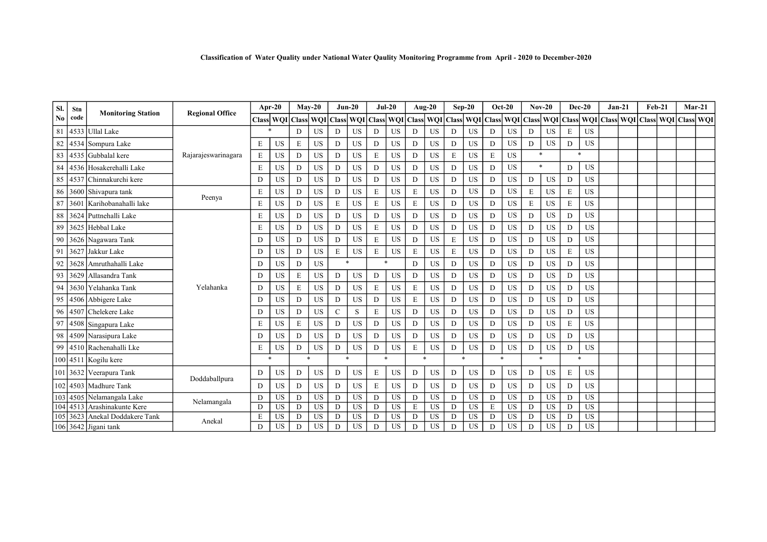**Classification of Water Quality under National Water Qaulity Monitoring Programme from April - 2020 to December-2020**

| Sl. No | Stn code | Monitoring Station | Regional Office | Apr-20 | | May-20 | | Jun-20 | | Jul-20 | | Aug-20 | | Sep-20 | | Oct-20 | | Nov-20 | | Dec-20 | | Jan-21 | | Feb-21 | | Mar-21 | |
|---|---|---|---|---|---|---|---|---|---|---|---|---|---|---|---|---|---|---|---|---|---|---|---|---|---|---|---|
| | | | | Class | WQI | Class | WQI | Class | WQI | Class | WQI | Class | WQI | Class | WQI | Class | WQI | Class | WQI | Class | WQI | Class | WQI | Class | WQI | Class | WQI |
| 81 | 4533 | Ullal Lake | Rajarajeswarinagara | * | | D | US | D | US | D | US | D | US | D | US | D | US | D | US | E | US | | | | | | |
| 82 | 4534 | Sompura Lake | | E | US | E | US | D | US | D | US | D | US | D | US | D | US | D | US | D | US | | | | | | |
| 83 | 4535 | Gubbalal kere | | E | US | D | US | D | US | E | US | D | US | E | US | E | US | * | | * | | | | | | | |
| 84 | 4536 | Hosakerehalli Lake | | E | US | D | US | D | US | D | US | D | US | D | US | D | US | * | | D | US | | | | | | |
| 85 | 4537 | Chinnakurchi kere | | D | US | D | US | D | US | D | US | D | US | D | US | D | US | D | US | D | US | | | | | | |
| 86 | 3600 | Shivapura tank | Peenya | E | US | D | US | D | US | E | US | E | US | D | US | D | US | E | US | E | US | | | | | | |
| 87 | 3601 | Karihobanahalli lake | | E | US | D | US | E | US | E | US | E | US | D | US | D | US | E | US | E | US | | | | | | |
| 88 | 3624 | Puttnehalli Lake | Yelahanka | E | US | D | US | D | US | D | US | D | US | D | US | D | US | D | US | D | US | | | | | | |
| 89 | 3625 | Hebbal Lake | | E | US | D | US | D | US | E | US | D | US | D | US | D | US | D | US | D | US | | | | | | |
| 90 | 3626 | Nagawara Tank | | D | US | D | US | D | US | E | US | D | US | E | US | D | US | D | US | D | US | | | | | | |
| 91 | 3627 | Jakkur Lake | | D | US | D | US | E | US | E | US | E | US | E | US | D | US | D | US | E | US | | | | | | |
| 92 | 3628 | Amruthahalli Lake | | D | US | D | US | * | | * | | D | US | D | US | D | US | D | US | D | US | | | | | | |
| 93 | 3629 | Allasandra Tank | | D | US | E | US | D | US | D | US | D | US | D | US | D | US | D | US | D | US | | | | | | |
| 94 | 3630 | Yelahanka Tank | | D | US | E | US | D | US | E | US | E | US | D | US | D | US | D | US | D | US | | | | | | |
| 95 | 4506 | Abbigere Lake | | D | US | D | US | D | US | D | US | E | US | D | US | D | US | D | US | D | US | | | | | | |
| 96 | 4507 | Chelekere Lake | | D | US | D | US | C | S | E | US | D | US | D | US | D | US | D | US | D | US | | | | | | |
| 97 | 4508 | Singapura Lake | | E | US | E | US | D | US | D | US | D | US | D | US | D | US | D | US | E | US | | | | | | |
| 98 | 4509 | Narasipura Lake | | D | US | D | US | D | US | D | US | D | US | D | US | D | US | D | US | D | US | | | | | | |
| 99 | 4510 | Rachenahalli Lke | | E | US | D | US | D | US | D | US | E | US | D | US | D | US | D | US | D | US | | | | | | |
| 100 | 4511 | Kogilu kere | | * | | * | | * | | * | | * | | * | | * | | * | | * | | | | | | | |
| 101 | 3632 | Veerapura Tank | Doddaballpura | D | US | D | US | D | US | E | US | D | US | D | US | D | US | D | US | E | US | | | | | | |
| 102 | 4503 | Madhure Tank | | D | US | D | US | D | US | E | US | D | US | D | US | D | US | D | US | D | US | | | | | | |
| 103 | 4505 | Nelamangala Lake | Nelamangala | D | US | D | US | D | US | D | US | D | US | D | US | D | US | D | US | D | US | | | | | | |
| 104 | 4513 | Arashinakunte Kere | | D | US | D | US | D | US | D | US | E | US | D | US | E | US | D | US | D | US | | | | | | |
| 105 | 3623 | Anekal Doddakere Tank | Anekal | E | US | D | US | D | US | D | US | D | US | D | US | D | US | D | US | D | US | | | | | | |
| 106 | 3642 | Jigani tank | | D | US | D | US | D | US | D | US | D | US | D | US | D | US | D | US | D | US | | | | | | |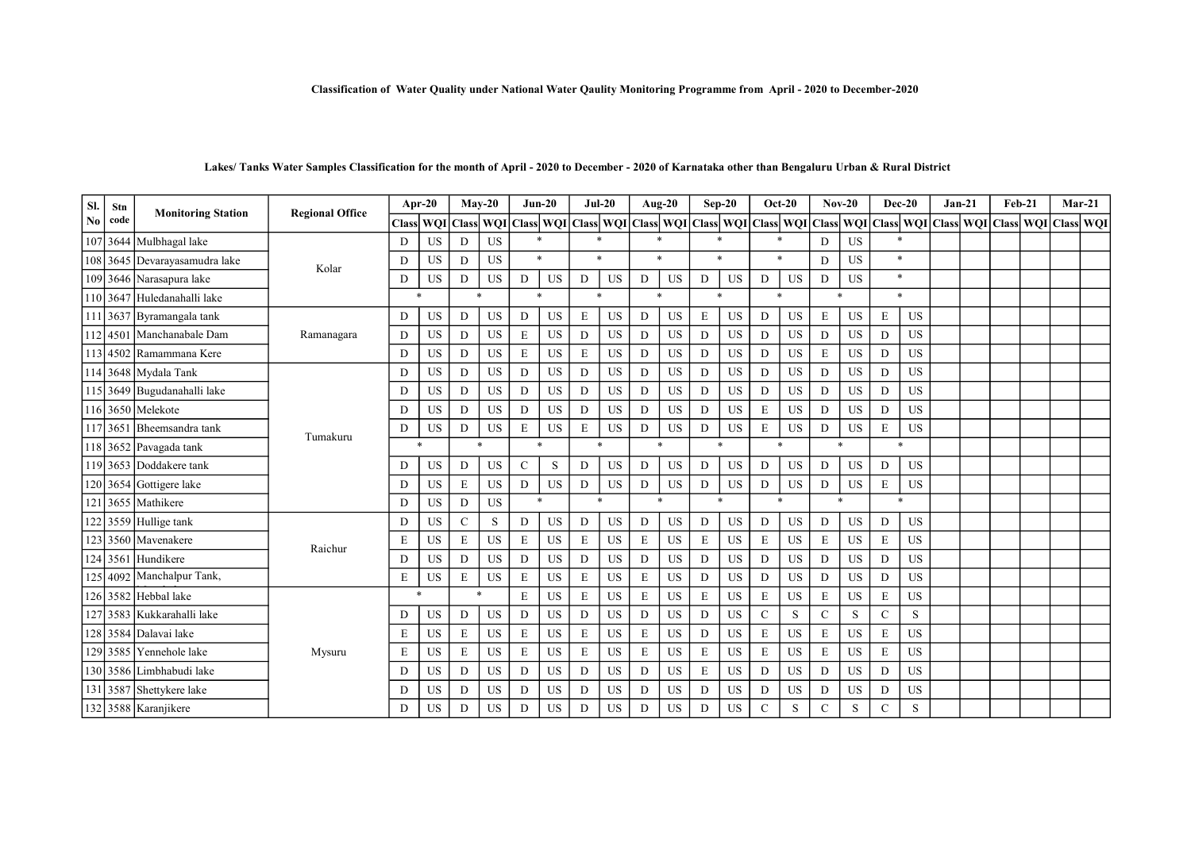**Classification of Water Quality under National Water Qaulity Monitoring Programme from April - 2020 to December-2020**

**Lakes/ Tanks Water Samples Classification for the month of April - 2020 to December - 2020 of Karnataka other than Bengaluru Urban & Rural District**

| Sl. No | Stn code | Monitoring Station | Regional Office | Apr-20 | | May-20 | | Jun-20 | | Jul-20 | | Aug-20 | | Sep-20 | | Oct-20 | | Nov-20 | | Dec-20 | | Jan-21 | | Feb-21 | | Mar-21 | |
|---|---|---|---|---|---|---|---|---|---|---|---|---|---|---|---|---|---|---|---|---|---|---|---|---|---|---|---|
| | | | | Class | WQI | Class | WQI | Class | WQI | Class | WQI | Class | WQI | Class | WQI | Class | WQI | Class | WQI | Class | WQI | Class | WQI | Class | WQI | Class | WQI |
| 107 | 3644 | Mulbhagal lake | Kolar | D | US | D | US | * | | * | | * | | * | | * | | D | US | * | | | | | | | |
| 108 | 3645 | Devarayasamudra lake | | D | US | D | US | * | | * | | * | | * | | * | | D | US | * | | | | | | | |
| 109 | 3646 | Narasapura lake | | D | US | D | US | D | US | D | US | D | US | D | US | D | US | D | US | * | | | | | | | |
| 110 | 3647 | Huledanahalli lake | | * | | * | | * | | * | | * | | * | | * | | * | | * | | | | | | | |
| 111 | 3637 | Byramangala tank | Ramanagara | D | US | D | US | D | US | E | US | D | US | E | US | D | US | E | US | E | US | | | | | | |
| 112 | 4501 | Manchanabale Dam | | D | US | D | US | E | US | D | US | D | US | D | US | D | US | D | US | D | US | | | | | | |
| 113 | 4502 | Ramammana Kere | | D | US | D | US | E | US | E | US | D | US | D | US | D | US | E | US | D | US | | | | | | |
| 114 | 3648 | Mydala Tank | Tumakuru | D | US | D | US | D | US | D | US | D | US | D | US | D | US | D | US | D | US | | | | | | |
| 115 | 3649 | Bugudanahalli lake | | D | US | D | US | D | US | D | US | D | US | D | US | D | US | D | US | D | US | | | | | | |
| 116 | 3650 | Melekote | | D | US | D | US | D | US | D | US | D | US | D | US | E | US | D | US | D | US | | | | | | |
| 117 | 3651 | Bheemsandra tank | | D | US | D | US | E | US | E | US | D | US | D | US | E | US | D | US | E | US | | | | | | |
| 118 | 3652 | Pavagada tank | | * | | * | | * | | * | | * | | * | | * | | * | | * | | | | | | | |
| 119 | 3653 | Doddakere tank | | D | US | D | US | C | S | D | US | D | US | D | US | D | US | D | US | D | US | | | | | | |
| 120 | 3654 | Gottigere lake | | D | US | E | US | D | US | D | US | D | US | D | US | D | US | D | US | E | US | | | | | | |
| 121 | 3655 | Mathikere | | D | US | D | US | * | | * | | * | | * | | * | | * | | * | | | | | | | |
| 122 | 3559 | Hullige tank | Raichur | D | US | C | S | D | US | D | US | D | US | D | US | D | US | D | US | D | US | | | | | | |
| 123 | 3560 | Mavenakere | | E | US | E | US | E | US | E | US | E | US | E | US | E | US | E | US | E | US | | | | | | |
| 124 | 3561 | Hundikere | | D | US | D | US | D | US | D | US | D | US | D | US | D | US | D | US | D | US | | | | | | |
| 125 | 4092 | Manchalpur Tank, | | E | US | E | US | E | US | E | US | E | US | D | US | D | US | D | US | D | US | | | | | | |
| 126 | 3582 | Hebbal lake | Mysuru | * | | * | | E | US | E | US | E | US | E | US | E | US | E | US | E | US | | | | | | |
| 127 | 3583 | Kukkarahalli lake | | D | US | D | US | D | US | D | US | D | US | D | US | C | S | C | S | C | S | | | | | | |
| 128 | 3584 | Dalavai lake | | E | US | E | US | E | US | E | US | E | US | D | US | E | US | E | US | E | US | | | | | | |
| 129 | 3585 | Yennehole lake | | E | US | E | US | E | US | E | US | E | US | E | US | E | US | E | US | E | US | | | | | | |
| 130 | 3586 | Limbhabudi lake | | D | US | D | US | D | US | D | US | D | US | E | US | D | US | D | US | D | US | | | | | | |
| 131 | 3587 | Shettykere lake | | D | US | D | US | D | US | D | US | D | US | D | US | D | US | D | US | D | US | | | | | | |
| 132 | 3588 | Karanjikere | | D | US | D | US | D | US | D | US | D | US | D | US | C | S | C | S | C | S | | | | | | |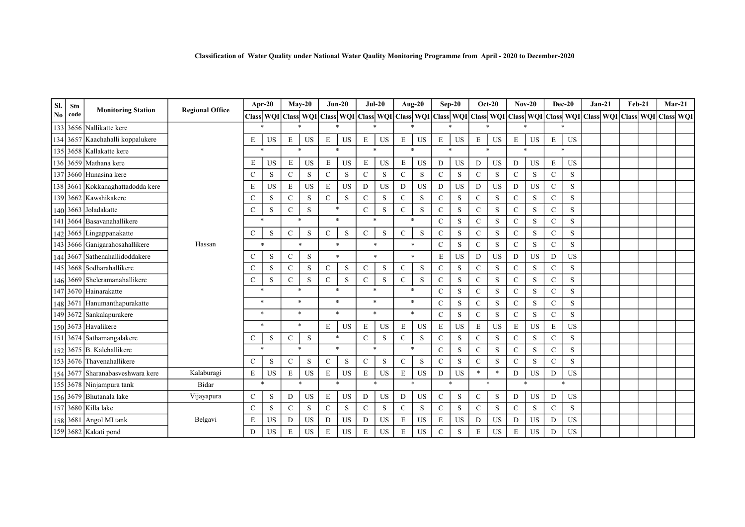**Classification of Water Quality under National Water Qaulity Monitoring Programme from April - 2020 to December-2020**

| Sl. No | Stn code | Monitoring Station | Regional Office | Apr-20 | | May-20 | | Jun-20 | | Jul-20 | | Aug-20 | | Sep-20 | | Oct-20 | | Nov-20 | | Dec-20 | | Jan-21 | | Feb-21 | | Mar-21 | |
|---|---|---|---|---|---|---|---|---|---|---|---|---|---|---|---|---|---|---|---|---|---|---|---|---|---|---|---|
| | | | | Class | WQI | Class | WQI | Class | WQI | Class | WQI | Class | WQI | Class | WQI | Class | WQI | Class | WQI | Class | WQI | Class | WQI | Class | WQI | Class | WQI |
| 133 | 3656 | Nallikatte kere | Hassan | * | | * | | * | | * | | * | | * | | * | | * | | * | | | | | | | |
| 134 | 3657 | Kaachahalli koppalukere | | E | US | E | US | E | US | E | US | E | US | E | US | E | US | E | US | E | US | | | | | | |
| 135 | 3658 | Kallakatte kere | | * | | * | | * | | * | | * | | * | | * | | * | | * | | | | | | | |
| 136 | 3659 | Mathana kere | | E | US | E | US | E | US | E | US | E | US | D | US | D | US | D | US | E | US | | | | | | |
| 137 | 3660 | Hunasina kere | | C | S | C | S | C | S | C | S | C | S | C | S | C | S | C | S | C | S | | | | | | |
| 138 | 3661 | Kokkanaghattadodda kere | | E | US | E | US | E | US | D | US | D | US | D | US | D | US | D | US | C | S | | | | | | |
| 139 | 3662 | Kawshikakere | | C | S | C | S | C | S | C | S | C | S | C | S | C | S | C | S | C | S | | | | | | |
| 140 | 3663 | Joladakatte | | C | S | C | S | * | | C | S | C | S | C | S | C | S | C | S | C | S | | | | | | |
| 141 | 3664 | Basavanahallikere | | * | | * | | * | | * | | * | | C | S | C | S | C | S | C | S | | | | | | |
| 142 | 3665 | Lingappanakatte | | C | S | C | S | C | S | C | S | C | S | C | S | C | S | C | S | C | S | | | | | | |
| 143 | 3666 | Ganigarahosahallikere | | * | | * | | * | | * | | * | | C | S | C | S | C | S | C | S | | | | | | |
| 144 | 3667 | Sathenahallidoddakere | | C | S | C | S | * | | * | | * | | E | US | D | US | D | US | D | US | | | | | | |
| 145 | 3668 | Sodharahallikere | | C | S | C | S | C | S | C | S | C | S | C | S | C | S | C | S | C | S | | | | | | |
| 146 | 3669 | Sheleramanahallikere | | C | S | C | S | C | S | C | S | C | S | C | S | C | S | C | S | C | S | | | | | | |
| 147 | 3670 | Hainarakatte | | * | | * | | * | | * | | * | | C | S | C | S | C | S | C | S | | | | | | |
| 148 | 3671 | Hanumanthapurakatte | | * | | * | | * | | * | | * | | C | S | C | S | C | S | C | S | | | | | | |
| 149 | 3672 | Sankalapurakere | | * | | * | | * | | * | | * | | C | S | C | S | C | S | C | S | | | | | | |
| 150 | 3673 | Havalikere | | * | | * | | E | US | E | US | E | US | E | US | E | US | E | US | E | US | | | | | | |
| 151 | 3674 | Sathamangalakere | | C | S | C | S | * | | C | S | C | S | C | S | C | S | C | S | C | S | | | | | | |
| 152 | 3675 | B. Kalehallikere | | * | | * | | * | | * | | * | | C | S | C | S | C | S | C | S | | | | | | |
| 153 | 3676 | Thavenahallikere | | C | S | C | S | C | S | C | S | C | S | C | S | C | S | C | S | C | S | | | | | | |
| 154 | 3677 | Sharanabasveshwara kere | Kalaburagi | E | US | E | US | E | US | E | US | E | US | D | US | * | * | D | US | D | US | | | | | | |
| 155 | 3678 | Ninjampura tank | Bidar | * | | * | | * | | * | | * | | * | | * | | * | | * | | | | | | | |
| 156 | 3679 | Bhutanala lake | Vijayapura | C | S | D | US | E | US | D | US | D | US | C | S | C | S | D | US | D | US | | | | | | |
| 157 | 3680 | Killa lake | Belgavi | C | S | C | S | C | S | C | S | C | S | C | S | C | S | C | S | C | S | | | | | | |
| 158 | 3681 | Angol MI tank | | E | US | D | US | D | US | D | US | E | US | E | US | D | US | D | US | D | US | | | | | | |
| 159 | 3682 | Kakati pond | | D | US | E | US | E | US | E | US | E | US | C | S | E | US | E | US | D | US | | | | | | |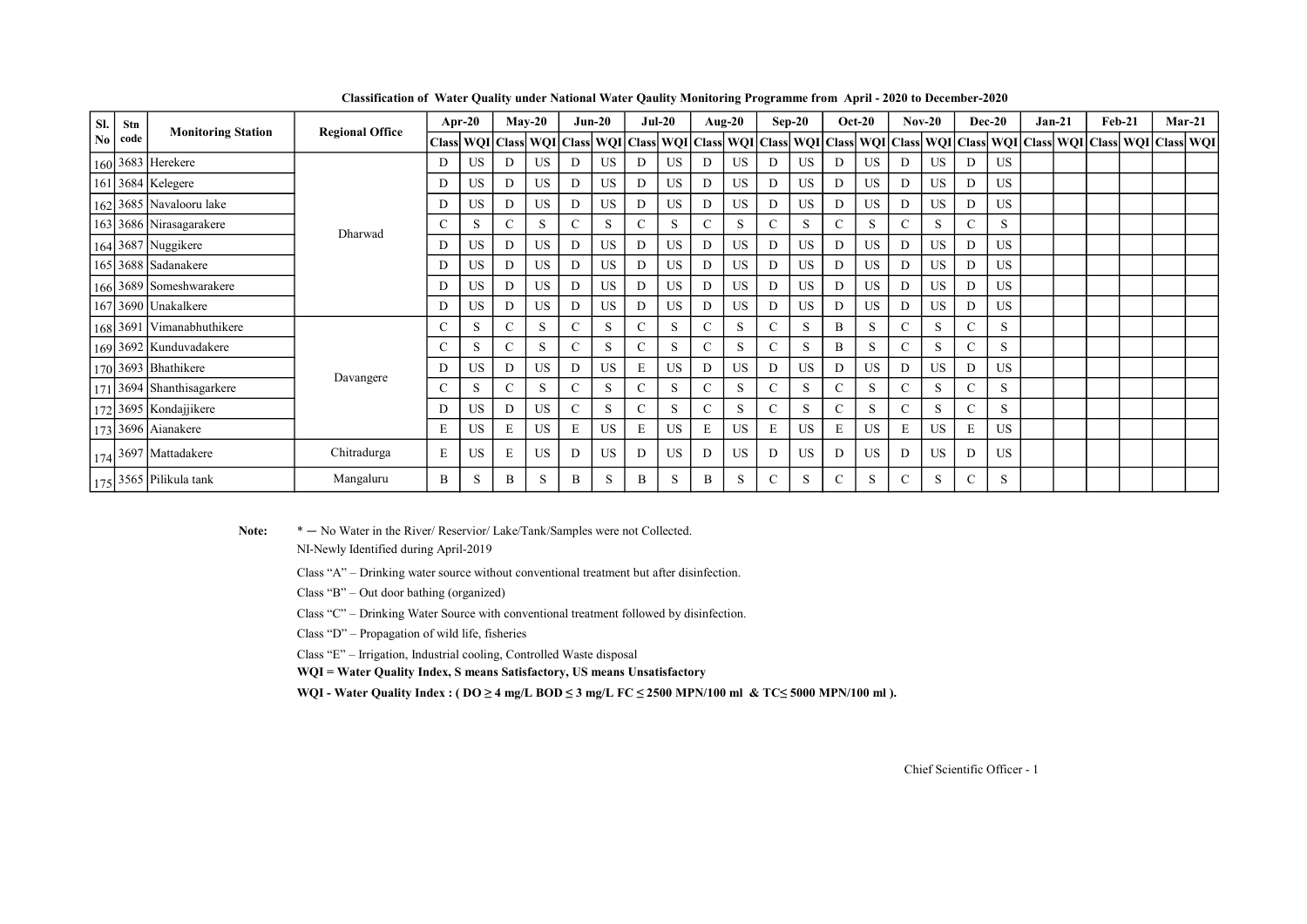**Classification of Water Quality under National Water Qaulity Monitoring Programme from April - 2020 to December-2020**

| Sl. No | Stn code | Monitoring Station | Regional Office | Apr-20 | | May-20 | | Jun-20 | | Jul-20 | | Aug-20 | | Sep-20 | | Oct-20 | | Nov-20 | | Dec-20 | | Jan-21 | | Feb-21 | | Mar-21 | |
|---|---|---|---|---|---|---|---|---|---|---|---|---|---|---|---|---|---|---|---|---|---|---|---|---|---|---|---|
| | | | | Class | WQI | Class | WQI | Class | WQI | Class | WQI | Class | WQI | Class | WQI | Class | WQI | Class | WQI | Class | WQI | Class | WQI | Class | WQI | Class | WQI |
| 160 | 3683 | Herekere | Dharwad | D | US | D | US | D | US | D | US | D | US | D | US | D | US | D | US | D | US | | | | | | |
| 161 | 3684 | Kelegere | | D | US | D | US | D | US | D | US | D | US | D | US | D | US | D | US | D | US | | | | | | |
| 162 | 3685 | Navalooru lake | | D | US | D | US | D | US | D | US | D | US | D | US | D | US | D | US | D | US | | | | | | |
| 163 | 3686 | Nirasagarakere | | C | S | C | S | C | S | C | S | C | S | C | S | C | S | C | S | C | S | | | | | | |
| 164 | 3687 | Nuggikere | | D | US | D | US | D | US | D | US | D | US | D | US | D | US | D | US | D | US | | | | | | |
| 165 | 3688 | Sadanakere | | D | US | D | US | D | US | D | US | D | US | D | US | D | US | D | US | D | US | | | | | | |
| 166 | 3689 | Someshwarakere | | D | US | D | US | D | US | D | US | D | US | D | US | D | US | D | US | D | US | | | | | | |
| 167 | 3690 | Unakalkere | | D | US | D | US | D | US | D | US | D | US | D | US | D | US | D | US | D | US | | | | | | |
| 168 | 3691 | Vimanabhuthikere | Davangere | C | S | C | S | C | S | C | S | C | S | C | S | B | S | C | S | C | S | | | | | | |
| 169 | 3692 | Kunduvadakere | | C | S | C | S | C | S | C | S | C | S | C | S | B | S | C | S | C | S | | | | | | |
| 170 | 3693 | Bhathikere | | D | US | D | US | D | US | E | US | D | US | D | US | D | US | D | US | D | US | | | | | | |
| 171 | 3694 | Shanthisagarkere | | C | S | C | S | C | S | C | S | C | S | C | S | C | S | C | S | C | S | | | | | | |
| 172 | 3695 | Kondajjikere | | D | US | D | US | C | S | C | S | C | S | C | S | C | S | C | S | C | S | | | | | | |
| 173 | 3696 | Aianakere | | E | US | E | US | E | US | E | US | E | US | E | US | E | US | E | US | E | US | | | | | | |
| 174 | 3697 | Mattadakere | Chitradurga | E | US | E | US | D | US | D | US | D | US | D | US | D | US | D | US | D | US | | | | | | |
| 175 | 3565 | Pilikula tank | Mangaluru | B | S | B | S | B | S | B | S | B | S | C | S | C | S | C | S | C | S | | | | | | |

**Note:** * — No Water in the River/ Reservior/ Lake/Tank/Samples were not Collected.

NI-Newly Identified during April-2019

Class "A" – Drinking water source without conventional treatment but after disinfection.

Class "B" – Out door bathing (organized)

Class "C" – Drinking Water Source with conventional treatment followed by disinfection.

Class "D" – Propagation of wild life, fisheries

Class "E" – Irrigation, Industrial cooling, Controlled Waste disposal

**WQI = Water Quality Index, S means Satisfactory, US means Unsatisfactory**

**WQI - Water Quality Index : ( DO ≥ 4 mg/L BOD ≤ 3 mg/L FC ≤ 2500 MPN/100 ml & TC≤ 5000 MPN/100 ml ).**

Chief Scientific Officer - 1